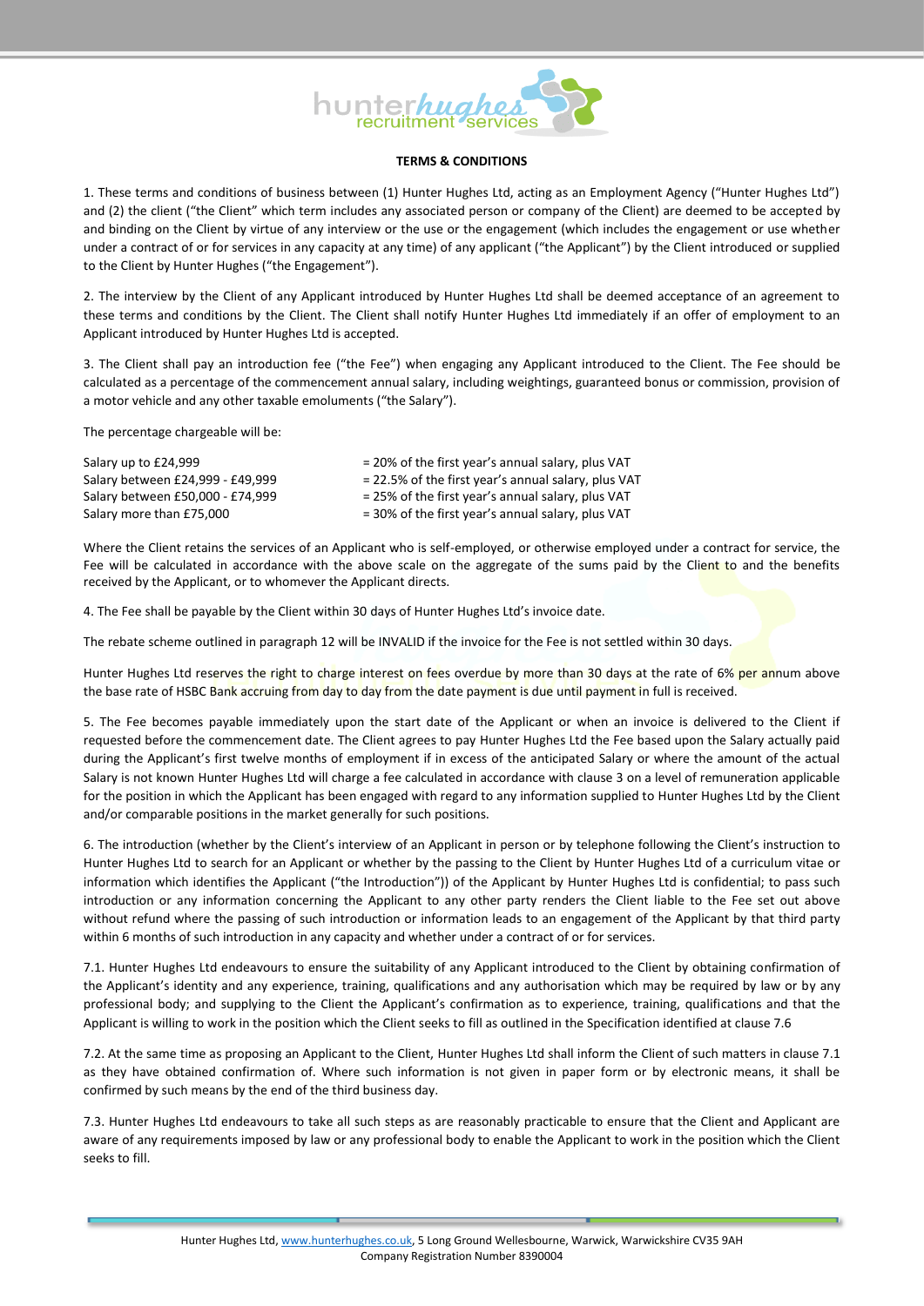### TERMS & CONDITIONS

1. These terms and conditions of business between (1) Hunter Hughes Ltd, acting as an Employment Agency ("Hunter Hughes Ltd") and (2) the client ("the Client" which term includes any associated person or company of the Client) are deemed to be accepted by and binding on the Client by virtue of any interview or the use or the engagement (which includes the engagement or use whether under a contract of or for services in any capacity at any time) of any applicant ("the Applicant") by the Client introduced or supplied to the Client by Hunter Hughes ("the Engagement").

2. The interview by the Client of any Applicant introduced by Hunter Hughes Ltd shall be deemed acceptance of an agreement to these terms and conditions by the Client. The Client shall notify Hunter Hughes Ltd immediately if an offer of employment to an Applicant introduced by Hunter Hughes Ltd is accepted.

3. The Client shall pay an introduction fee ("the Fee") when engaging any Applicant introduced to the Client. The Fee should be calculated as a percentage of the commencement annual salary, including weightings, guaranteed bonus or commission, provision of a motor vehicle and any other taxable emoluments ("the Salary").

The percentage chargeable will be:

| | |
|---|---|
| Salary up to £24,999 | = 20% of the first year's annual salary, plus VAT |
| Salary between £24,999 - £49,999 | = 22.5% of the first year's annual salary, plus VAT |
| Salary between £50,000 - £74,999 | = 25% of the first year's annual salary, plus VAT |
| Salary more than £75,000 | = 30% of the first year's annual salary, plus VAT |

Where the Client retains the services of an Applicant who is self-employed, or otherwise employed under a contract for service, the Fee will be calculated in accordance with the above scale on the aggregate of the sums paid by the Client to and the benefits received by the Applicant, or to whomever the Applicant directs.

4. The Fee shall be payable by the Client within 30 days of Hunter Hughes Ltd's invoice date.

The rebate scheme outlined in paragraph 12 will be INVALID if the invoice for the Fee is not settled within 30 days.

Hunter Hughes Ltd reserves the right to charge interest on fees overdue by more than 30 days at the rate of 6% per annum above the base rate of HSBC Bank accruing from day to day from the date payment is due until payment in full is received.

5. The Fee becomes payable immediately upon the start date of the Applicant or when an invoice is delivered to the Client if requested before the commencement date. The Client agrees to pay Hunter Hughes Ltd the Fee based upon the Salary actually paid during the Applicant's first twelve months of employment if in excess of the anticipated Salary or where the amount of the actual Salary is not known Hunter Hughes Ltd will charge a fee calculated in accordance with clause 3 on a level of remuneration applicable for the position in which the Applicant has been engaged with regard to any information supplied to Hunter Hughes Ltd by the Client and/or comparable positions in the market generally for such positions.

6. The introduction (whether by the Client's interview of an Applicant in person or by telephone following the Client's instruction to Hunter Hughes Ltd to search for an Applicant or whether by the passing to the Client by Hunter Hughes Ltd of a curriculum vitae or information which identifies the Applicant ("the Introduction")) of the Applicant by Hunter Hughes Ltd is confidential; to pass such introduction or any information concerning the Applicant to any other party renders the Client liable to the Fee set out above without refund where the passing of such introduction or information leads to an engagement of the Applicant by that third party within 6 months of such introduction in any capacity and whether under a contract of or for services.

7.1. Hunter Hughes Ltd endeavours to ensure the suitability of any Applicant introduced to the Client by obtaining confirmation of the Applicant's identity and any experience, training, qualifications and any authorisation which may be required by law or by any professional body; and supplying to the Client the Applicant's confirmation as to experience, training, qualifications and that the Applicant is willing to work in the position which the Client seeks to fill as outlined in the Specification identified at clause 7.6

7.2. At the same time as proposing an Applicant to the Client, Hunter Hughes Ltd shall inform the Client of such matters in clause 7.1 as they have obtained confirmation of. Where such information is not given in paper form or by electronic means, it shall be confirmed by such means by the end of the third business day.

7.3. Hunter Hughes Ltd endeavours to take all such steps as are reasonably practicable to ensure that the Client and Applicant are aware of any requirements imposed by law or any professional body to enable the Applicant to work in the position which the Client seeks to fill.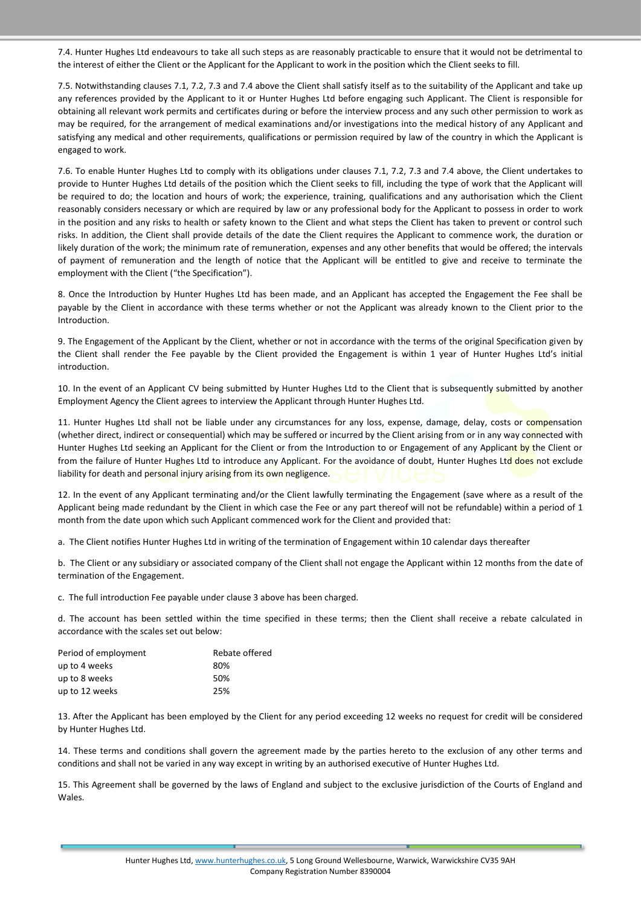7.4. Hunter Hughes Ltd endeavours to take all such steps as are reasonably practicable to ensure that it would not be detrimental to the interest of either the Client or the Applicant for the Applicant to work in the position which the Client seeks to fill.

7.5. Notwithstanding clauses 7.1, 7.2, 7.3 and 7.4 above the Client shall satisfy itself as to the suitability of the Applicant and take up any references provided by the Applicant to it or Hunter Hughes Ltd before engaging such Applicant. The Client is responsible for obtaining all relevant work permits and certificates during or before the interview process and any such other permission to work as may be required, for the arrangement of medical examinations and/or investigations into the medical history of any Applicant and satisfying any medical and other requirements, qualifications or permission required by law of the country in which the Applicant is engaged to work.

7.6. To enable Hunter Hughes Ltd to comply with its obligations under clauses 7.1, 7.2, 7.3 and 7.4 above, the Client undertakes to provide to Hunter Hughes Ltd details of the position which the Client seeks to fill, including the type of work that the Applicant will be required to do; the location and hours of work; the experience, training, qualifications and any authorisation which the Client reasonably considers necessary or which are required by law or any professional body for the Applicant to possess in order to work in the position and any risks to health or safety known to the Client and what steps the Client has taken to prevent or control such risks. In addition, the Client shall provide details of the date the Client requires the Applicant to commence work, the duration or likely duration of the work; the minimum rate of remuneration, expenses and any other benefits that would be offered; the intervals of payment of remuneration and the length of notice that the Applicant will be entitled to give and receive to terminate the employment with the Client ("the Specification").

8. Once the Introduction by Hunter Hughes Ltd has been made, and an Applicant has accepted the Engagement the Fee shall be payable by the Client in accordance with these terms whether or not the Applicant was already known to the Client prior to the Introduction.

9. The Engagement of the Applicant by the Client, whether or not in accordance with the terms of the original Specification given by the Client shall render the Fee payable by the Client provided the Engagement is within 1 year of Hunter Hughes Ltd's initial introduction.

10. In the event of an Applicant CV being submitted by Hunter Hughes Ltd to the Client that is subsequently submitted by another Employment Agency the Client agrees to interview the Applicant through Hunter Hughes Ltd.

11. Hunter Hughes Ltd shall not be liable under any circumstances for any loss, expense, damage, delay, costs or compensation (whether direct, indirect or consequential) which may be suffered or incurred by the Client arising from or in any way connected with Hunter Hughes Ltd seeking an Applicant for the Client or from the Introduction to or Engagement of any Applicant by the Client or from the failure of Hunter Hughes Ltd to introduce any Applicant. For the avoidance of doubt, Hunter Hughes Ltd does not exclude liability for death and personal injury arising from its own negligence.

12. In the event of any Applicant terminating and/or the Client lawfully terminating the Engagement (save where as a result of the Applicant being made redundant by the Client in which case the Fee or any part thereof will not be refundable) within a period of 1 month from the date upon which such Applicant commenced work for the Client and provided that:

a. The Client notifies Hunter Hughes Ltd in writing of the termination of Engagement within 10 calendar days thereafter

b. The Client or any subsidiary or associated company of the Client shall not engage the Applicant within 12 months from the date of termination of the Engagement.

c. The full introduction Fee payable under clause 3 above has been charged.

d. The account has been settled within the time specified in these terms; then the Client shall receive a rebate calculated in accordance with the scales set out below:

| Period of employment | Rebate offered |
|---|---|
| up to 4 weeks | 80% |
| up to 8 weeks | 50% |
| up to 12 weeks | 25% |

13. After the Applicant has been employed by the Client for any period exceeding 12 weeks no request for credit will be considered by Hunter Hughes Ltd.

14. These terms and conditions shall govern the agreement made by the parties hereto to the exclusion of any other terms and conditions and shall not be varied in any way except in writing by an authorised executive of Hunter Hughes Ltd.

15. This Agreement shall be governed by the laws of England and subject to the exclusive jurisdiction of the Courts of England and Wales.